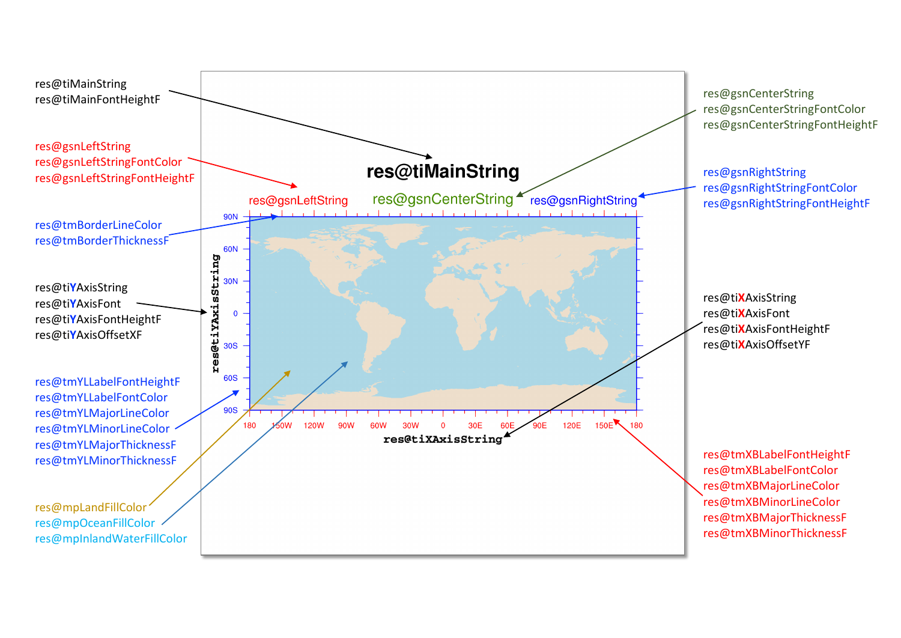res@tiMainString
res@tiMainFontHeightF

res@gsnLeftString
res@gsnLeftStringFontColor
res@gsnLeftStringFontHeightF

res@tmBorderLineColor
res@tmBorderThicknessF

res@tiYAxisString
res@tiYAxisFont
res@tiYAxisFontHeightF
res@tiYAxisOffsetXF

res@tmYLLabelFontHeightF
res@tmYLLabelFontColor
res@tmYLMajorLineColor
res@tmYLMinorLineColor
res@tmYLMajorThicknessF
res@tmYLMinorThicknessF

res@mpLandFillColor
res@mpOceanFillColor
res@mpInlandWaterFillColor

**res@tiMainString**

res@gsnLeftString res@gsnCenterString res@gsnRightString

90N 60N 30N 0 30S 60S 90S

res@tiYAxisString

180 150W 120W 90W 60W 30W 0 30E 60E 90E 120E 150E 180

res@tiXAxisString

res@gsnCenterString
res@gsnCenterStringFontColor
res@gsnCenterStringFontHeightF

res@gsnRightString
res@gsnRightStringFontColor
res@gsnRightStringFontHeightF

res@tiXAxisString
res@tiXAxisFont
res@tiXAxisFontHeightF
res@tiXAxisOffsetYF

res@tmXBLabelFontHeightF
res@tmXBLabelFontColor
res@tmXBMajorLineColor
res@tmXBMinorLineColor
res@tmXBMajorThicknessF
res@tmXBMinorThicknessF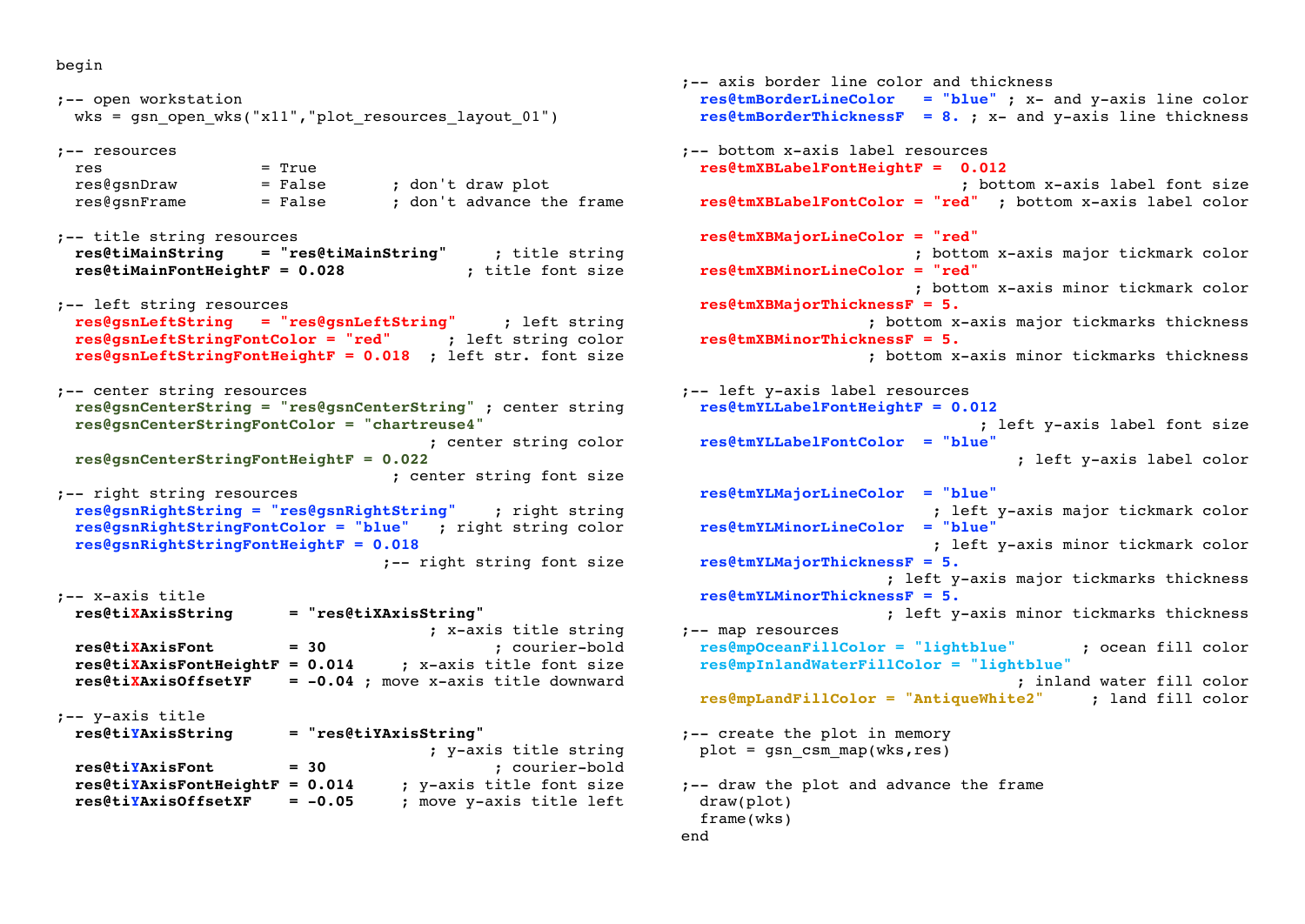```
begin

;-- open workstation
  wks = gsn_open_wks("x11","plot_resources_layout_01")

;-- resources
  res                  = True
  res@gsnDraw          = False       ; don't draw plot
  res@gsnFrame         = False       ; don't advance the frame

;-- title string resources
  res@tiMainString    = "res@tiMainString"     ; title string
  res@tiMainFontHeightF = 0.028              ; title font size

;-- left string resources
  res@gsnLeftString   = "res@gsnLeftString"     ; left string
  res@gsnLeftStringFontColor = "red"      ; left string color
  res@gsnLeftStringFontHeightF = 0.018  ; left str. font size

;-- center string resources
  res@gsnCenterString = "res@gsnCenterString" ; center string
  res@gsnCenterStringFontColor = "chartreuse4"
                                          ; center string color
  res@gsnCenterStringFontHeightF = 0.022
                                       ; center string font size
;-- right string resources
  res@gsnRightString = "res@gsnRightString"    ; right string
  res@gsnRightStringFontColor = "blue"   ; right string color
  res@gsnRightStringFontHeightF = 0.018
                                      ;-- right string font size

;-- x-axis title
  res@tiXAxisString      = "res@tiXAxisString"
                                          ; x-axis title string
  res@tiXAxisFont        = 30                   ; courier-bold
  res@tiXAxisFontHeightF = 0.014     ; x-axis title font size
  res@tiXAxisOffsetYF    = -0.04 ; move x-axis title downward

;-- y-axis title
  res@tiYAxisString      = "res@tiYAxisString"
                                          ; y-axis title string
  res@tiYAxisFont        = 30                   ; courier-bold
  res@tiYAxisFontHeightF = 0.014     ; y-axis title font size
  res@tiYAxisOffsetXF    = -0.05     ; move y-axis title left

;-- axis border line color and thickness
  res@tmBorderLineColor   = "blue" ; x- and y-axis line color
  res@tmBorderThicknessF  = 8. ; x- and y-axis line thickness

;-- bottom x-axis label resources
  res@tmXBLabelFontHeightF =  0.012
                                 ; bottom x-axis label font size
  res@tmXBLabelFontColor = "red"  ; bottom x-axis label color

  res@tmXBMajorLineColor = "red"
                            ; bottom x-axis major tickmark color
  res@tmXBMinorLineColor = "red"
                            ; bottom x-axis minor tickmark color
  res@tmXBMajorThicknessF = 5.
                       ; bottom x-axis major tickmarks thickness
  res@tmXBMinorThicknessF = 5.
                       ; bottom x-axis minor tickmarks thickness

;-- left y-axis label resources
  res@tmYLLabelFontHeightF = 0.012
                                  ; left y-axis label font size
  res@tmYLLabelFontColor  = "blue"
                                      ; left y-axis label color

  res@tmYLMajorLineColor  = "blue"
                              ; left y-axis major tickmark color
  res@tmYLMinorLineColor  = "blue"
                              ; left y-axis minor tickmark color
  res@tmYLMajorThicknessF = 5.
                         ; left y-axis major tickmarks thickness
  res@tmYLMinorThicknessF = 5.
                         ; left y-axis minor tickmarks thickness
;-- map resources
  res@mpOceanFillColor = "lightblue"       ; ocean fill color
  res@mpInlandWaterFillColor = "lightblue"
                                        ; inland water fill color
  res@mpLandFillColor = "AntiqueWhite2"     ; land fill color

;-- create the plot in memory
  plot = gsn_csm_map(wks,res)

;-- draw the plot and advance the frame
  draw(plot)
  frame(wks)
end
```